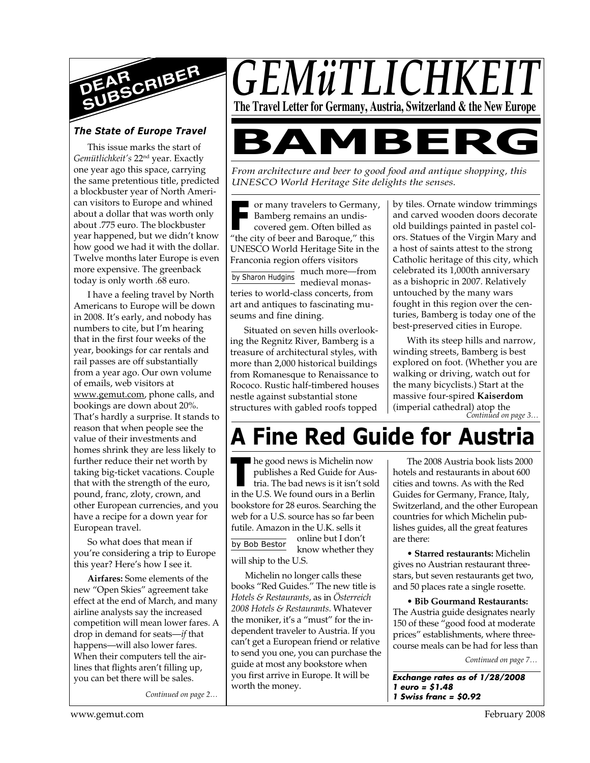# GEMüTLICHKEIT

**The Travel Letter for Germany, Austria, Switzerland & the New Europe**

## DEAR SUBSCRIBER

### *The State of Europe Travel*

This issue marks the start of *Gemütlichkeit's* 22nd year. Exactly one year ago this space, carrying the same pretentious title, predicted a blockbuster year of North American visitors to Europe and whined about a dollar that was worth only about .775 euro. The blockbuster year happened, but we didn't know how good we had it with the dollar. Twelve months later Europe is even more expensive. The greenback today is only worth .68 euro.

I have a feeling travel by North Americans to Europe will be down in 2008. It's early, and nobody has numbers to cite, but I'm hearing that in the first four weeks of the year, bookings for car rentals and rail passes are off substantially from a year ago. Our own volume of emails, web visitors at www.gemut.com, phone calls, and bookings are down about 20%. That's hardly a surprise. It stands to reason that when people see the value of their investments and homes shrink they are less likely to further reduce their net worth by taking big-ticket vacations. Couple that with the strength of the euro, pound, franc, zloty, crown, and other European currencies, and you have a recipe for a down year for European travel.

So what does that mean if you're considering a trip to Europe this year? Here's how I see it.

**Airfares:** Some elements of the new "Open Skies" agreement take effect at the end of March, and many airline analysts say the increased competition will mean lower fares. A drop in demand for seats—*if* that happens—will also lower fares. When their computers tell the airlines that flights aren't filling up, you can bet there will be sales.

*Continued on page 2…*

# BAMBERG

*From architecture and beer to good food and antique shopping, this UNESCO World Heritage Site delights the senses.*

by Sharon Hudgins

For many travelers to Germany, Bamberg remains an undiscovered gem. Often billed as "the city of beer and Baroque," this UNESCO World Heritage Site in the Franconia region offers visitors much more—from medieval monasteries to world-class concerts, from art and antiques to fascinating museums and fine dining.

Situated on seven hills overlooking the Regnitz River, Bamberg is a treasure of architectural styles, with more than 2,000 historical buildings from Romanesque to Renaissance to Rococo. Rustic half-timbered houses nestle against substantial stone structures with gabled roofs topped by tiles. Ornate window trimmings and carved wooden doors decorate old buildings painted in pastel colors. Statues of the Virgin Mary and a host of saints attest to the strong Catholic heritage of this city, which celebrated its 1,000th anniversary as a bishopric in 2007. Relatively untouched by the many wars fought in this region over the centuries, Bamberg is today one of the best-preserved cities in Europe.

With its steep hills and narrow, winding streets, Bamberg is best explored on foot. (Whether you are walking or driving, watch out for the many bicyclists.) Start at the massive four-spired **Kaiserdom** (imperial cathedral) atop the

*Continued on page 3…*

# A Fine Red Guide for Austria

by Bob Bestor

The good news is Michelin now publishes a Red Guide for Austria. The bad news is it isn't sold in the U.S. We found ours in a Berlin bookstore for 28 euros. Searching the web for a U.S. source has so far been futile. Amazon in the U.K. sells it online but I don't know whether they will ship to the U.S.

Michelin no longer calls these books "Red Guides." The new title is *Hotels & Restaurants*, as in *Österreich 2008 Hotels & Restaurants*. Whatever the moniker, it's a "must" for the independent traveler to Austria. If you can't get a European friend or relative to send you one, you can purchase the guide at most any bookstore when you first arrive in Europe. It will be worth the money.

The 2008 Austria book lists 2000 hotels and restaurants in about 600 cities and towns. As with the Red Guides for Germany, France, Italy, Switzerland, and the other European countries for which Michelin publishes guides, all the great features are there:

- **Starred restaurants:** Michelin gives no Austrian restaurant three-stars, but seven restaurants get two, and 50 places rate a single rosette.
- **Bib Gourmand Restaurants:** The Austria guide designates nearly 150 of these "good food at moderate prices" establishments, where three-course meals can be had for less than

*Continued on page 7…*

***Exchange rates as of 1/28/2008***
***1 euro = $1.48***
***1 Swiss franc = $0.92***

www.gemut.com February 2008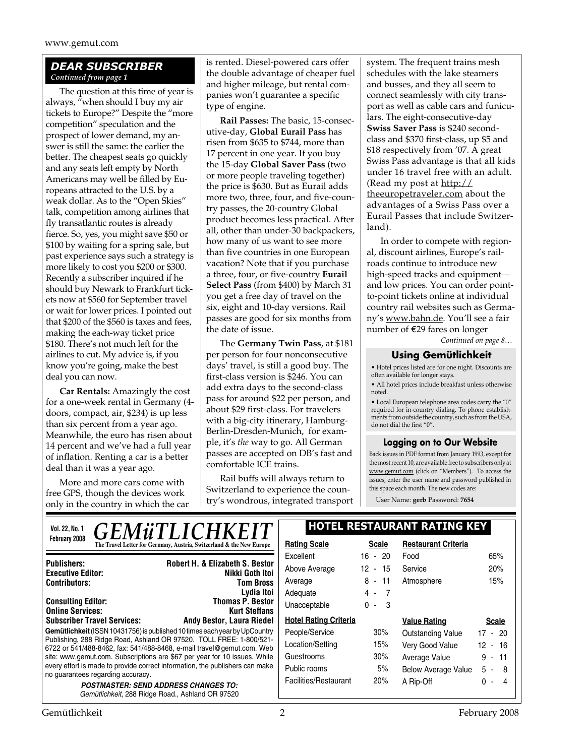## DEAR SUBSCRIBER

*Continued from page 1*

The question at this time of year is always, "when should I buy my air tickets to Europe?" Despite the "more competition" speculation and the prospect of lower demand, my answer is still the same: the earlier the better. The cheapest seats go quickly and any seats left empty by North Americans may well be filled by Europeans attracted to the U.S. by a weak dollar. As to the "Open Skies" talk, competition among airlines that fly transatlantic routes is already fierce. So, yes, you might save $50 or $100 by waiting for a spring sale, but past experience says such a strategy is more likely to cost you $200 or $300. Recently a subscriber inquired if he should buy Newark to Frankfurt tickets now at $560 for September travel or wait for lower prices. I pointed out that $200 of the $560 is taxes and fees, making the each-way ticket price $180. There's not much left for the airlines to cut. My advice is, if you know you're going, make the best deal you can now.

**Car Rentals:** Amazingly the cost for a one-week rental in Germany (4-doors, compact, air, $234) is up less than six percent from a year ago. Meanwhile, the euro has risen about 14 percent and we've had a full year of inflation. Renting a car is a better deal than it was a year ago.

More and more cars come with free GPS, though the devices work only in the country in which the car is rented. Diesel-powered cars offer the double advantage of cheaper fuel and higher mileage, but rental companies won't guarantee a specific type of engine.

**Rail Passes:** The basic, 15-consecutive-day, **Global Eurail Pass** has risen from $635 to $744, more than 17 percent in one year. If you buy the 15-day **Global Saver Pass** (two or more people traveling together) the price is $630. But as Eurail adds more two, three, four, and five-country passes, the 20-country Global product becomes less practical. After all, other than under-30 backpackers, how many of us want to see more than five countries in one European vacation? Note that if you purchase a three, four, or five-country **Eurail Select Pass** (from $400) by March 31 you get a free day of travel on the six, eight and 10-day versions. Rail passes are good for six months from the date of issue.

The **Germany Twin Pass**, at $181 per person for four nonconsecutive days' travel, is still a good buy. The first-class version is $246. You can add extra days to the second-class pass for around $22 per person, and about $29 first-class. For travelers with a big-city itinerary, Hamburg-Berlin-Dresden-Munich, for example, it's *the* way to go. All German passes are accepted on DB's fast and comfortable ICE trains.

Rail buffs will always return to Switzerland to experience the country's wondrous, integrated transport system. The frequent trains mesh schedules with the lake steamers and busses, and they all seem to connect seamlessly with city transport as well as cable cars and funiculars. The eight-consecutive-day **Swiss Saver Pass** is $240 second-class and $370 first-class, up $5 and $18 respectively from '07. A great Swiss Pass advantage is that all kids under 16 travel free with an adult. (Read my post at http://theeuropetraveler.com about the advantages of a Swiss Pass over a Eurail Passes that include Switzerland).

In order to compete with regional, discount airlines, Europe's railroads continue to introduce new high-speed tracks and equipment—and low prices. You can order point-to-point tickets online at individual country rail websites such as Germany's www.bahn.de. You'll see a fair number of €29 fares on longer

*Continued on page 8…*

### Using Gemütlichkeit

- Hotel prices listed are for one night. Discounts are often available for longer stays.
- All hotel prices include breakfast unless otherwise noted.
- Local European telephone area codes carry the "0" required for in-country dialing. To phone establishments from outside the country, such as from the USA, do not dial the first "0".

### Logging on to Our Website

Back issues in PDF format from January 1993, except for the most recent 10, are available free to subscribers only at www.gemut.com (click on "Members"). To access the issues, enter the user name and password published in this space each month. The new codes are:

User Name: **gerb** Password: **7654**

---

Vol. 22, No. 1
February 2008

# GEMüTLICHKEIT

**The Travel Letter for Germany, Austria, Switzerland & the New Europe**

| | |
|---|---|
| **Publishers:** | **Robert H. & Elizabeth S. Bestor** |
| **Executive Editor:** | **Nikki Goth Itoi** |
| **Contributors:** | **Tom Bross** |
| | **Lydia Itoi** |
| **Consulting Editor:** | **Thomas P. Bestor** |
| **Online Services:** | **Kurt Steffans** |
| **Subscriber Travel Services:** | **Andy Bestor, Laura Riedel** |

**Gemütlichkeit** (ISSN 10431756) is published 10 times each year by UpCountry Publishing, 288 Ridge Road, Ashland OR 97520. TOLL FREE: 1-800/521-6722 or 541/488-8462, fax: 541/488-8468, e-mail travel@gemut.com. Web site: www.gemut.com. Subscriptions are $67 per year for 10 issues. While every effort is made to provide correct information, the publishers can make no guarantees regarding accuracy.

***POSTMASTER: SEND ADDRESS CHANGES TO:***
*Gemütlichkeit, 288 Ridge Road., Ashland OR 97520*

## HOTEL RESTAURANT RATING KEY

| Rating Scale | Scale |
|---|---|
| Excellent | 16 - 20 |
| Above Average | 12 - 15 |
| Average | 8 - 11 |
| Adequate | 4 - 7 |
| Unacceptable | 0 - 3 |

| Restaurant Criteria | |
|---|---|
| Food | 65% |
| Service | 20% |
| Atmosphere | 15% |

| Hotel Rating Criteria | |
|---|---|
| People/Service | 30% |
| Location/Setting | 15% |
| Guestrooms | 30% |
| Public rooms | 5% |
| Facilities/Restaurant | 20% |

| Value Rating | Scale |
|---|---|
| Outstanding Value | 17 - 20 |
| Very Good Value | 12 - 16 |
| Average Value | 9 - 11 |
| Below Average Value | 5 - 8 |
| A Rip-Off | 0 - 4 |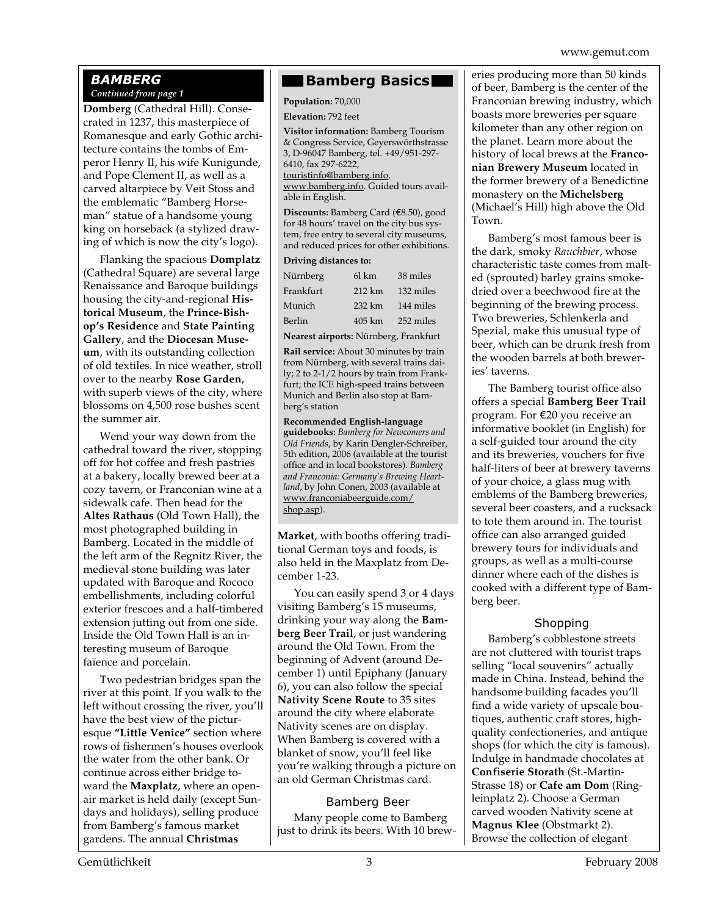## BAMBERG

*Continued from page 1*

**Domberg** (Cathedral Hill). Consecrated in 1237, this masterpiece of Romanesque and early Gothic architecture contains the tombs of Emperor Henry II, his wife Kunigunde, and Pope Clement II, as well as a carved altarpiece by Veit Stoss and the emblematic "Bamberg Horseman" statue of a handsome young king on horseback (a stylized drawing of which is now the city's logo).

Flanking the spacious **Domplatz** (Cathedral Square) are several large Renaissance and Baroque buildings housing the city-and-regional **Historical Museum**, the **Prince-Bishop's Residence** and **State Painting Gallery**, and the **Diocesan Museum**, with its outstanding collection of old textiles. In nice weather, stroll over to the nearby **Rose Garden**, with superb views of the city, where blossoms on 4,500 rose bushes scent the summer air.

Wend your way down from the cathedral toward the river, stopping off for hot coffee and fresh pastries at a bakery, locally brewed beer at a cozy tavern, or Franconian wine at a sidewalk cafe. Then head for the **Altes Rathaus** (Old Town Hall), the most photographed building in Bamberg. Located in the middle of the left arm of the Regnitz River, the medieval stone building was later updated with Baroque and Rococo embellishments, including colorful exterior frescoes and a half-timbered extension jutting out from one side. Inside the Old Town Hall is an interesting museum of Baroque faïence and porcelain.

Two pedestrian bridges span the river at this point. If you walk to the left without crossing the river, you'll have the best view of the picturesque **"Little Venice"** section where rows of fishermen's houses overlook the water from the other bank. Or continue across either bridge toward the **Maxplatz**, where an open-air market is held daily (except Sundays and holidays), selling produce from Bamberg's famous market gardens. The annual **Christmas Market**, with booths offering traditional German toys and foods, is also held in the Maxplatz from December 1-23.

You can easily spend 3 or 4 days visiting Bamberg's 15 museums, drinking your way along the **Bamberg Beer Trail**, or just wandering around the Old Town. From the beginning of Advent (around December 1) until Epiphany (January 6), you can also follow the special **Nativity Scene Route** to 35 sites around the city where elaborate Nativity scenes are on display. When Bamberg is covered with a blanket of snow, you'll feel like you're walking through a picture on an old German Christmas card.

### Bamberg Basics

**Population:** 70,000

**Elevation:** 792 feet

**Visitor information:** Bamberg Tourism & Congress Service, Geyerswörthstrasse 3, D-96047 Bamberg, tel. +49/951-297-6410, fax 297-6222, touristinfo@bamberg.info, www.bamberg.info. Guided tours available in English.

**Discounts:** Bamberg Card (€8.50), good for 48 hours' travel on the city bus system, free entry to several city museums, and reduced prices for other exhibitions.

**Driving distances to:**

| | | |
|---|---|---|
| Nürnberg | 6l km | 38 miles |
| Frankfurt | 212 km | 132 miles |
| Munich | 232 km | 144 miles |
| Berlin | 405 km | 252 miles |

**Nearest airports:** Nürnberg, Frankfurt

**Rail service:** About 30 minutes by train from Nürnberg, with several trains daily; 2 to 2-1/2 hours by train from Frankfurt; the ICE high-speed trains between Munich and Berlin also stop at Bamberg's station

**Recommended English-language guidebooks:** *Bamberg for Newcomers and Old Friends*, by Karin Dengler-Schreiber, 5th edition, 2006 (available at the tourist office and in local bookstores). *Bamberg and Franconia: Germany's Brewing Heartland*, by John Conen, 2003 (available at www.franconiabeerguide.com/shop.asp).

### Bamberg Beer

Many people come to Bamberg just to drink its beers. With 10 breweries producing more than 50 kinds of beer, Bamberg is the center of the Franconian brewing industry, which boasts more breweries per square kilometer than any other region on the planet. Learn more about the history of local brews at the **Franconian Brewery Museum** located in the former brewery of a Benedictine monastery on the **Michelsberg** (Michael's Hill) high above the Old Town.

Bamberg's most famous beer is the dark, smoky *Rauchbier*, whose characteristic taste comes from malted (sprouted) barley grains smoke-dried over a beechwood fire at the beginning of the brewing process. Two breweries, Schlenkerla and Spezial, make this unusual type of beer, which can be drunk fresh from the wooden barrels at both breweries' taverns.

The Bamberg tourist office also offers a special **Bamberg Beer Trail** program. For €20 you receive an informative booklet (in English) for a self-guided tour around the city and its breweries, vouchers for five half-liters of beer at brewery taverns of your choice, a glass mug with emblems of the Bamberg breweries, several beer coasters, and a rucksack to tote them around in. The tourist office can also arranged guided brewery tours for individuals and groups, as well as a multi-course dinner where each of the dishes is cooked with a different type of Bamberg beer.

### Shopping

Bamberg's cobblestone streets are not cluttered with tourist traps selling "local souvenirs" actually made in China. Instead, behind the handsome building facades you'll find a wide variety of upscale boutiques, authentic craft stores, high-quality confectioneries, and antique shops (for which the city is famous). Indulge in handmade chocolates at **Confiserie Storath** (St.-Martin-Strasse 18) or **Cafe am Dom** (Ringleinplatz 2). Choose a German carved wooden Nativity scene at **Magnus Klee** (Obstmarkt 2). Browse the collection of elegant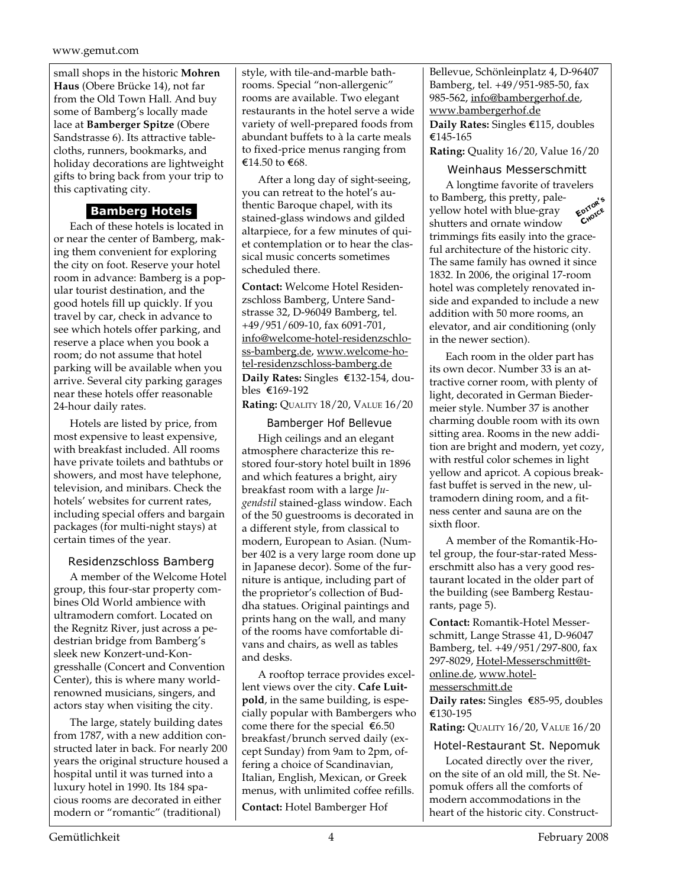small shops in the historic **Mohren Haus** (Obere Brücke 14), not far from the Old Town Hall. And buy some of Bamberg's locally made lace at **Bamberger Spitze** (Obere Sandstrasse 6). Its attractive tablecloths, runners, bookmarks, and holiday decorations are lightweight gifts to bring back from your trip to this captivating city.

## Bamberg Hotels

Each of these hotels is located in or near the center of Bamberg, making them convenient for exploring the city on foot. Reserve your hotel room in advance: Bamberg is a popular tourist destination, and the good hotels fill up quickly. If you travel by car, check in advance to see which hotels offer parking, and reserve a place when you book a room; do not assume that hotel parking will be available when you arrive. Several city parking garages near these hotels offer reasonable 24-hour daily rates.

Hotels are listed by price, from most expensive to least expensive, with breakfast included. All rooms have private toilets and bathtubs or showers, and most have telephone, television, and minibars. Check the hotels' websites for current rates, including special offers and bargain packages (for multi-night stays) at certain times of the year.

### Residenzschloss Bamberg

A member of the Welcome Hotel group, this four-star property combines Old World ambience with ultramodern comfort. Located on the Regnitz River, just across a pedestrian bridge from Bamberg's sleek new Konzert-und-Kongresshalle (Concert and Convention Center), this is where many world-renowned musicians, singers, and actors stay when visiting the city.

The large, stately building dates from 1787, with a new addition constructed later in back. For nearly 200 years the original structure housed a hospital until it was turned into a luxury hotel in 1990. Its 184 spacious rooms are decorated in either modern or "romantic" (traditional) style, with tile-and-marble bathrooms. Special "non-allergenic" rooms are available. Two elegant restaurants in the hotel serve a wide variety of well-prepared foods from abundant buffets to à la carte meals to fixed-price menus ranging from €14.50 to €68.

After a long day of sight-seeing, you can retreat to the hotel's authentic Baroque chapel, with its stained-glass windows and gilded altarpiece, for a few minutes of quiet contemplation or to hear the classical music concerts sometimes scheduled there.

**Contact:** Welcome Hotel Residenzschloss Bamberg, Untere Sandstrasse 32, D-96049 Bamberg, tel. +49/951/609-10, fax 6091-701, info@welcome-hotel-residenzschloss-bamberg.de, www.welcome-hotel-residenzschloss-bamberg.de

**Daily Rates:** Singles €132-154, doubles €169-192

**Rating:** Quality 18/20, Value 16/20

### Bamberger Hof Bellevue

High ceilings and an elegant atmosphere characterize this restored four-story hotel built in 1896 and which features a bright, airy breakfast room with a large *Jugendstil* stained-glass window. Each of the 50 guestrooms is decorated in a different style, from classical to modern, European to Asian. (Number 402 is a very large room done up in Japanese decor). Some of the furniture is antique, including part of the proprietor's collection of Buddha statues. Original paintings and prints hang on the wall, and many of the rooms have comfortable divans and chairs, as well as tables and desks.

A rooftop terrace provides excellent views over the city. **Cafe Luitpold**, in the same building, is especially popular with Bambergers who come there for the special €6.50 breakfast/brunch served daily (except Sunday) from 9am to 2pm, offering a choice of Scandinavian, Italian, English, Mexican, or Greek menus, with unlimited coffee refills.

**Contact:** Hotel Bamberger Hof Bellevue, Schönleinplatz 4, D-96407 Bamberg, tel. +49/951-985-50, fax 985-562, info@bambergerhof.de, www.bambergerhof.de

**Daily Rates:** Singles €115, doubles €145-165

**Rating:** Quality 16/20, Value 16/20

### Weinhaus Messerschmitt

Editor's Choice

A longtime favorite of travelers to Bamberg, this pretty, pale-yellow hotel with blue-gray shutters and ornate window trimmings fits easily into the graceful architecture of the historic city. The same family has owned it since 1832. In 2006, the original 17-room hotel was completely renovated inside and expanded to include a new addition with 50 more rooms, an elevator, and air conditioning (only in the newer section).

Each room in the older part has its own decor. Number 33 is an attractive corner room, with plenty of light, decorated in German Biedermeier style. Number 37 is another charming double room with its own sitting area. Rooms in the new addition are bright and modern, yet cozy, with restful color schemes in light yellow and apricot. A copious breakfast buffet is served in the new, ultramodern dining room, and a fitness center and sauna are on the sixth floor.

A member of the Romantik-Hotel group, the four-star-rated Messerschmitt also has a very good restaurant located in the older part of the building (see Bamberg Restaurants, page 5).

**Contact:** Romantik-Hotel Messerschmitt, Lange Strasse 41, D-96047 Bamberg, tel. +49/951/297-800, fax 297-8029, Hotel-Messerschmitt@t-online.de, www.hotel-messerschmitt.de

**Daily rates:** Singles €85-95, doubles €130-195

**Rating:** Quality 16/20, Value 16/20

### Hotel-Restaurant St. Nepomuk

Located directly over the river, on the site of an old mill, the St. Nepomuk offers all the comforts of modern accommodations in the heart of the historic city. Construct-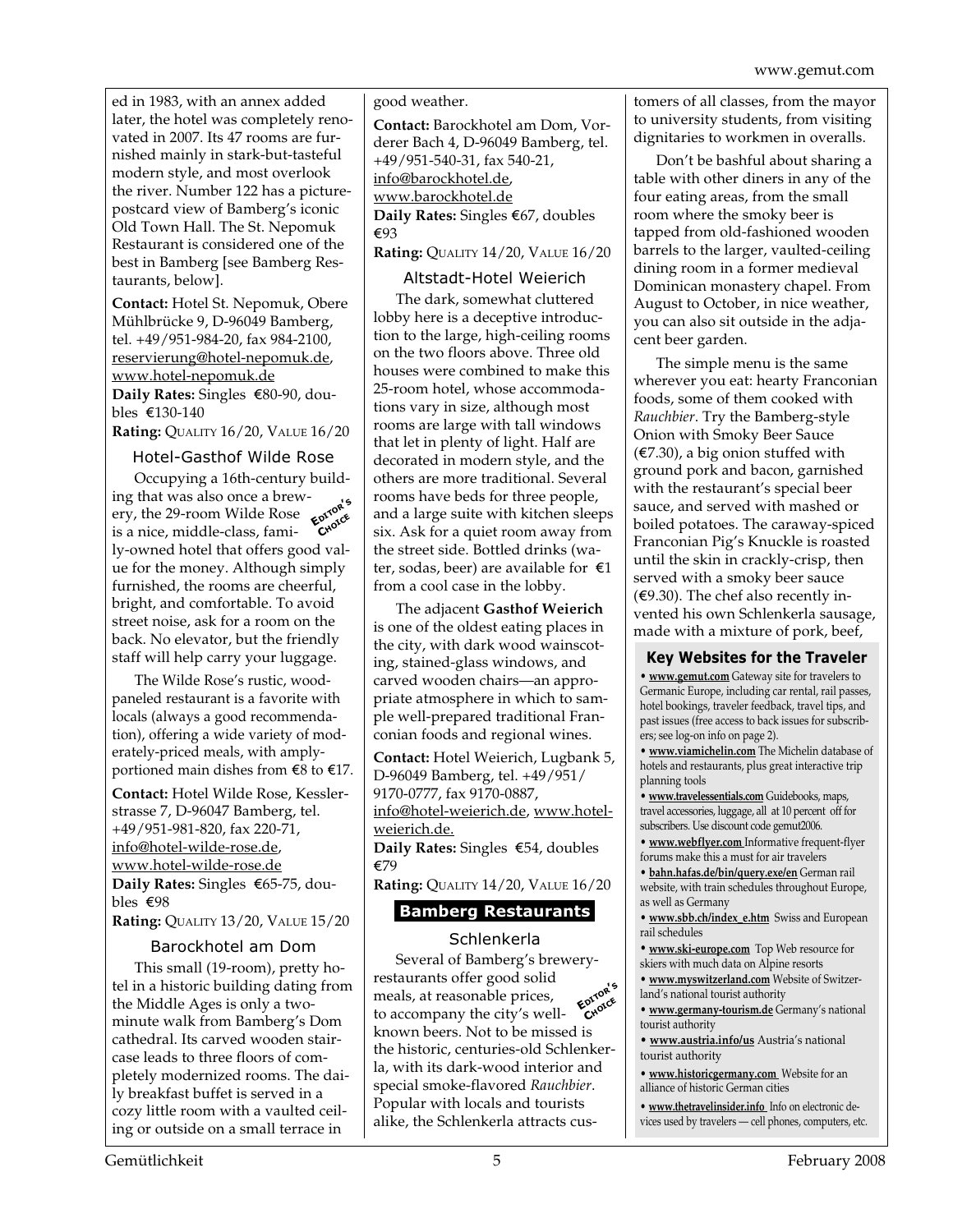ed in 1983, with an annex added later, the hotel was completely renovated in 2007. Its 47 rooms are furnished mainly in stark-but-tasteful modern style, and most overlook the river. Number 122 has a picture-postcard view of Bamberg's iconic Old Town Hall. The St. Nepomuk Restaurant is considered one of the best in Bamberg [see Bamberg Restaurants, below].

**Contact:** Hotel St. Nepomuk, Obere Mühlbrücke 9, D-96049 Bamberg, tel. +49/951-984-20, fax 984-2100, reservierung@hotel-nepomuk.de, www.hotel-nepomuk.de

**Daily Rates:** Singles €80-90, doubles €130-140

**Rating:** QUALITY 16/20, VALUE 16/20

### Hotel-Gasthof Wilde Rose

EDITOR'S CHOICE

Occupying a 16th-century building that was also once a brewery, the 29-room Wilde Rose is a nice, middle-class, family-owned hotel that offers good value for the money. Although simply furnished, the rooms are cheerful, bright, and comfortable. To avoid street noise, ask for a room on the back. No elevator, but the friendly staff will help carry your luggage.

The Wilde Rose's rustic, wood-paneled restaurant is a favorite with locals (always a good recommendation), offering a wide variety of moderately-priced meals, with amply-portioned main dishes from €8 to €17.

**Contact:** Hotel Wilde Rose, Kesslerstrasse 7, D-96047 Bamberg, tel. +49/951-981-820, fax 220-71, info@hotel-wilde-rose.de, www.hotel-wilde-rose.de

**Daily Rates:** Singles €65-75, doubles €98

**Rating:** QUALITY 13/20, VALUE 15/20

### Barockhotel am Dom

This small (19-room), pretty hotel in a historic building dating from the Middle Ages is only a two-minute walk from Bamberg's Dom cathedral. Its carved wooden staircase leads to three floors of completely modernized rooms. The daily breakfast buffet is served in a cozy little room with a vaulted ceiling or outside on a small terrace in good weather.

**Contact:** Barockhotel am Dom, Vorderer Bach 4, D-96049 Bamberg, tel. +49/951-540-31, fax 540-21, info@barockhotel.de, www.barockhotel.de

**Daily Rates:** Singles €67, doubles €93

**Rating:** QUALITY 14/20, VALUE 16/20

### Altstadt-Hotel Weierich

The dark, somewhat cluttered lobby here is a deceptive introduction to the large, high-ceiling rooms on the two floors above. Three old houses were combined to make this 25-room hotel, whose accommodations vary in size, although most rooms are large with tall windows that let in plenty of light. Half are decorated in modern style, and the others are more traditional. Several rooms have beds for three people, and a large suite with kitchen sleeps six. Ask for a quiet room away from the street side. Bottled drinks (water, sodas, beer) are available for €1 from a cool case in the lobby.

The adjacent **Gasthof Weierich** is one of the oldest eating places in the city, with dark wood wainscoting, stained-glass windows, and carved wooden chairs—an appropriate atmosphere in which to sample well-prepared traditional Franconian foods and regional wines.

**Contact:** Hotel Weierich, Lugbank 5, D-96049 Bamberg, tel. +49/951/9170-0777, fax 9170-0887, info@hotel-weierich.de, www.hotel-weierich.de.

**Daily Rates:** Singles €54, doubles €79

**Rating:** QUALITY 14/20, VALUE 16/20

## Bamberg Restaurants

### Schlenkerla

EDITOR'S CHOICE

Several of Bamberg's brewery-restaurants offer good solid meals, at reasonable prices, to accompany the city's well-known beers. Not to be missed is the historic, centuries-old Schlenkerla, with its dark-wood interior and special smoke-flavored *Rauchbier*. Popular with locals and tourists alike, the Schlenkerla attracts customers of all classes, from the mayor to university students, from visiting dignitaries to workmen in overalls.

Don't be bashful about sharing a table with other diners in any of the four eating areas, from the small room where the smoky beer is tapped from old-fashioned wooden barrels to the larger, vaulted-ceiling dining room in a former medieval Dominican monastery chapel. From August to October, in nice weather, you can also sit outside in the adjacent beer garden.

The simple menu is the same wherever you eat: hearty Franconian foods, some of them cooked with *Rauchbier*. Try the Bamberg-style Onion with Smoky Beer Sauce (€7.30), a big onion stuffed with ground pork and bacon, garnished with the restaurant's special beer sauce, and served with mashed or boiled potatoes. The caraway-spiced Franconian Pig's Knuckle is roasted until the skin in crackly-crisp, then served with a smoky beer sauce (€9.30). The chef also recently invented his own Schlenkerla sausage, made with a mixture of pork, beef,

### Key Websites for the Traveler

- **www.gemut.com** Gateway site for travelers to Germanic Europe, including car rental, rail passes, hotel bookings, traveler feedback, travel tips, and past issues (free access to back issues for subscribers; see log-on info on page 2).
- **www.viamichelin.com** The Michelin database of hotels and restaurants, plus great interactive trip planning tools
- **www.travelessentials.com** Guidebooks, maps, travel accessories, luggage, all at 10 percent off for subscribers. Use discount code gemut2006.
- **www.webflyer.com** Informative frequent-flyer forums make this a must for air travelers
- **bahn.hafas.de/bin/query.exe/en** German rail website, with train schedules throughout Europe, as well as Germany
- **www.sbb.ch/index_e.htm** Swiss and European rail schedules
- **www.ski-europe.com** Top Web resource for skiers with much data on Alpine resorts
- **www.myswitzerland.com** Website of Switzerland's national tourist authority
- **www.germany-tourism.de** Germany's national tourist authority
- **www.austria.info/us** Austria's national tourist authority
- **www.historicgermany.com** Website for an alliance of historic German cities
- **www.thetravelinsider.info** Info on electronic devices used by travelers — cell phones, computers, etc.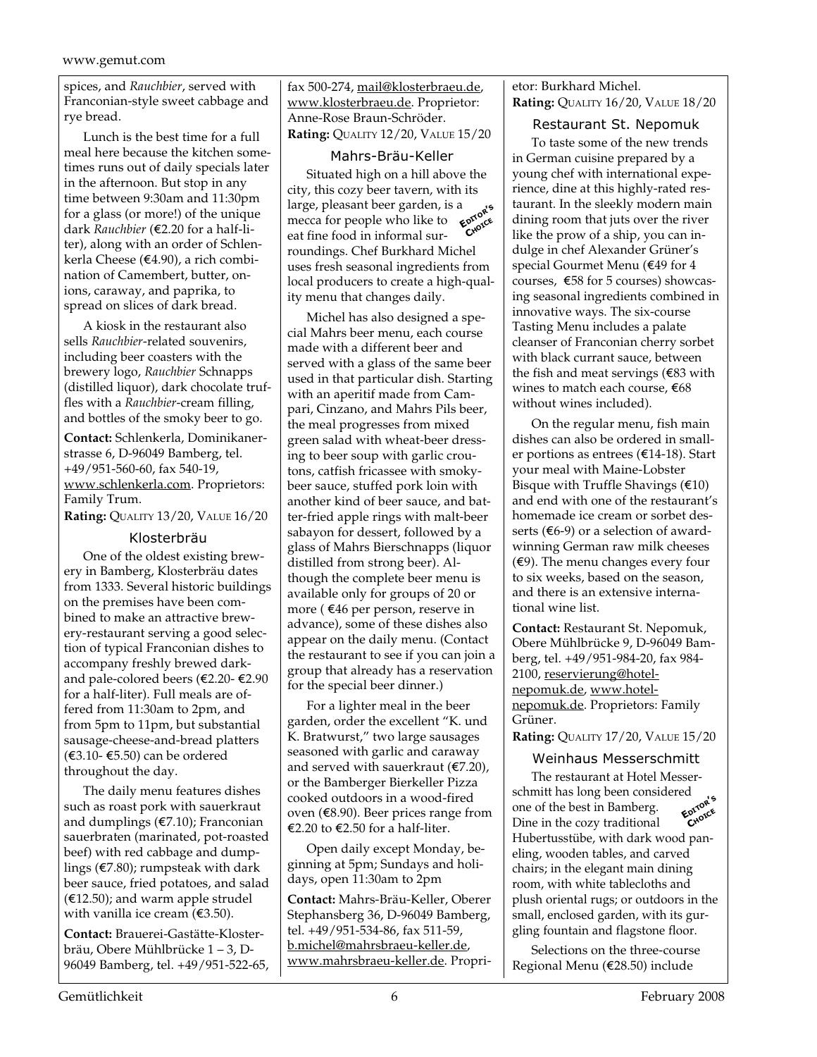spices, and *Rauchbier*, served with Franconian-style sweet cabbage and rye bread.

Lunch is the best time for a full meal here because the kitchen sometimes runs out of daily specials later in the afternoon. But stop in any time between 9:30am and 11:30pm for a glass (or more!) of the unique dark *Rauchbier* (€2.20 for a half-liter), along with an order of Schlenkerla Cheese (€4.90), a rich combination of Camembert, butter, onions, caraway, and paprika, to spread on slices of dark bread.

A kiosk in the restaurant also sells *Rauchbier*-related souvenirs, including beer coasters with the brewery logo, *Rauchbier* Schnapps (distilled liquor), dark chocolate truffles with a *Rauchbier*-cream filling, and bottles of the smoky beer to go.

**Contact:** Schlenkerla, Dominikanerstrasse 6, D-96049 Bamberg, tel. +49/951-560-60, fax 540-19, www.schlenkerla.com. Proprietors: Family Trum.
**Rating:** Quality 13/20, Value 16/20

### Klosterbräu

One of the oldest existing brewery in Bamberg, Klosterbräu dates from 1333. Several historic buildings on the premises have been combined to make an attractive brewery-restaurant serving a good selection of typical Franconian dishes to accompany freshly brewed dark- and pale-colored beers (€2.20- €2.90 for a half-liter). Full meals are offered from 11:30am to 2pm, and from 5pm to 11pm, but substantial sausage-cheese-and-bread platters (€3.10- €5.50) can be ordered throughout the day.

The daily menu features dishes such as roast pork with sauerkraut and dumplings (€7.10); Franconian sauerbraten (marinated, pot-roasted beef) with red cabbage and dumplings (€7.80); rumpsteak with dark beer sauce, fried potatoes, and salad (€12.50); and warm apple strudel with vanilla ice cream (€3.50).

**Contact:** Brauerei-Gaststätte-Klosterbräu, Obere Mühlbrücke 1 – 3, D-96049 Bamberg, tel. +49/951-522-65, fax 500-274, mail@klosterbraeu.de, www.klosterbraeu.de. Proprietor: Anne-Rose Braun-Schröder.
**Rating:** Quality 12/20, Value 15/20

### Mahrs-Bräu-Keller

Editor's Choice

Situated high on a hill above the city, this cozy beer tavern, with its large, pleasant beer garden, is a mecca for people who like to eat fine food in informal surroundings. Chef Burkhard Michel uses fresh seasonal ingredients from local producers to create a high-quality menu that changes daily.

Michel has also designed a special Mahrs beer menu, each course made with a different beer and served with a glass of the same beer used in that particular dish. Starting with an aperitif made from Campari, Cinzano, and Mahrs Pils beer, the meal progresses from mixed green salad with wheat-beer dressing to beer soup with garlic croutons, catfish fricassee with smoky-beer sauce, stuffed pork loin with another kind of beer sauce, and batter-fried apple rings with malt-beer sabayon for dessert, followed by a glass of Mahrs Bierschnapps (liquor distilled from strong beer). Although the complete beer menu is available only for groups of 20 or more ( €46 per person, reserve in advance), some of these dishes also appear on the daily menu. (Contact the restaurant to see if you can join a group that already has a reservation for the special beer dinner.)

For a lighter meal in the beer garden, order the excellent "K. und K. Bratwurst," two large sausages seasoned with garlic and caraway and served with sauerkraut (€7.20), or the Bamberger Bierkeller Pizza cooked outdoors in a wood-fired oven (€8.90). Beer prices range from €2.20 to €2.50 for a half-liter.

Open daily except Monday, beginning at 5pm; Sundays and holidays, open 11:30am to 2pm

**Contact:** Mahrs-Bräu-Keller, Oberer Stephansberg 36, D-96049 Bamberg, tel. +49/951-534-86, fax 511-59, b.michel@mahrsbraeu-keller.de, www.mahrsbraeu-keller.de. Proprietor: Burkhard Michel.
**Rating:** Quality 16/20, Value 18/20

### Restaurant St. Nepomuk

To taste some of the new trends in German cuisine prepared by a young chef with international experience, dine at this highly-rated restaurant. In the sleekly modern main dining room that juts over the river like the prow of a ship, you can indulge in chef Alexander Grüner's special Gourmet Menu (€49 for 4 courses, €58 for 5 courses) showcasing seasonal ingredients combined in innovative ways. The six-course Tasting Menu includes a palate cleanser of Franconian cherry sorbet with black currant sauce, between the fish and meat servings (€83 with wines to match each course, €68 without wines included).

On the regular menu, fish main dishes can also be ordered in smaller portions as entrees (€14-18). Start your meal with Maine-Lobster Bisque with Truffle Shavings (€10) and end with one of the restaurant's homemade ice cream or sorbet desserts (€6-9) or a selection of award-winning German raw milk cheeses (€9). The menu changes every four to six weeks, based on the season, and there is an extensive international wine list.

**Contact:** Restaurant St. Nepomuk, Obere Mühlbrücke 9, D-96049 Bamberg, tel. +49/951-984-20, fax 984-2100, reservierung@hotel-nepomuk.de, www.hotel-nepomuk.de. Proprietors: Family Grüner.
**Rating:** Quality 17/20, Value 15/20

### Weinhaus Messerschmitt

Editor's Choice

The restaurant at Hotel Messerschmitt has long been considered one of the best in Bamberg. Dine in the cozy traditional Hubertusstübe, with dark wood paneling, wooden tables, and carved chairs; in the elegant main dining room, with white tablecloths and plush oriental rugs; or outdoors in the small, enclosed garden, with its gurgling fountain and flagstone floor.

Selections on the three-course Regional Menu (€28.50) include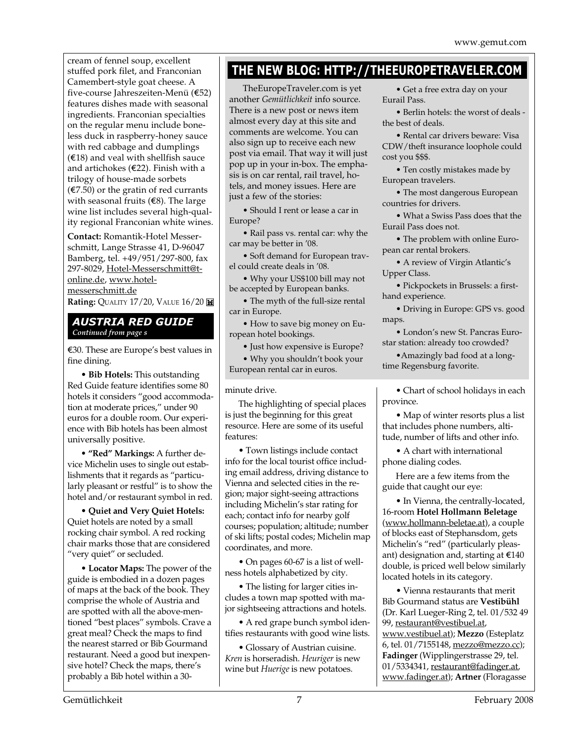cream of fennel soup, excellent stuffed pork filet, and Franconian Camembert-style goat cheese. A five-course Jahreszeiten-Menü (€52) features dishes made with seasonal ingredients. Franconian specialties on the regular menu include boneless duck in raspberry-honey sauce with red cabbage and dumplings (€18) and veal with shellfish sauce and artichokes (€22). Finish with a trilogy of house-made sorbets (€7.50) or the gratin of red currants with seasonal fruits (€8). The large wine list includes several high-quality regional Franconian white wines.

**Contact:** Romantik-Hotel Messerschmitt, Lange Strasse 41, D-96047 Bamberg, tel. +49/951/297-800, fax 297-8029, Hotel-Messerschmitt@t-online.de, www.hotel-messerschmitt.de
**Rating:** QUALITY 17/20, VALUE 16/20

### *AUSTRIA RED GUIDE*
*Continued from page s*

€30. These are Europe's best values in fine dining.

• **Bib Hotels:** This outstanding Red Guide feature identifies some 80 hotels it considers "good accommodation at moderate prices," under 90 euros for a double room. Our experience with Bib hotels has been almost universally positive.

• **"Red" Markings:** A further device Michelin uses to single out establishments that it regards as "particularly pleasant or restful" is to show the hotel and/or restaurant symbol in red.

• **Quiet and Very Quiet Hotels:** Quiet hotels are noted by a small rocking chair symbol. A red rocking chair marks those that are considered "very quiet" or secluded.

• **Locator Maps:** The power of the guide is embodied in a dozen pages of maps at the back of the book. They comprise the whole of Austria and are spotted with all the above-mentioned "best places" symbols. Crave a great meal? Check the maps to find the nearest starred or Bib Gourmand restaurant. Need a good but inexpensive hotel? Check the maps, there's probably a Bib hotel within a 30-minute drive.

The highlighting of special places is just the beginning for this great resource. Here are some of its useful features:

• Town listings include contact info for the local tourist office including email address, driving distance to Vienna and selected cities in the region; major sight-seeing attractions including Michelin's star rating for each; contact info for nearby golf courses; population; altitude; number of ski lifts; postal codes; Michelin map coordinates, and more.

• On pages 60-67 is a list of wellness hotels alphabetized by city.

• The listing for larger cities includes a town map spotted with major sightseeing attractions and hotels.

• A red grape bunch symbol identifies restaurants with good wine lists.

• Glossary of Austrian cuisine. *Kren* is horseradish. *Heuriger* is new wine but *Huerige* is new potatoes.

• Chart of school holidays in each province.

• Map of winter resorts plus a list that includes phone numbers, altitude, number of lifts and other info.

• A chart with international phone dialing codes.

Here are a few items from the guide that caught our eye:

• In Vienna, the centrally-located, 16-room **Hotel Hollmann Beletage** (www.hollmann-beletae.at), a couple of blocks east of Stephansdom, gets Michelin's "red" (particularly pleasant) designation and, starting at €140 double, is priced well below similarly located hotels in its category.

• Vienna restaurants that merit Bib Gourmand status are **Vestibühl** (Dr. Karl Lueger-Ring 2, tel. 01/532 49 99, restaurant@vestibuel.at, www.vestibuel.at); **Mezzo** (Esteplatz 6, tel. 01/7155148, mezzo@mezzo.cc); **Fadinger** (Wipplingerstrasse 29, tel. 01/5334341, restaurant@fadinger.at, www.fadinger.at); **Artner** (Floragasse

## THE NEW BLOG: HTTP://THEEUROPETRAVELER.COM

TheEuropeTraveler.com is yet another *Gemütlichkeit* info source. There is a new post or news item almost every day at this site and comments are welcome. You can also sign up to receive each new post via email. That way it will just pop up in your in-box. The emphasis is on car rental, rail travel, hotels, and money issues. Here are just a few of the stories:

• Should I rent or lease a car in Europe?

• Rail pass vs. rental car: why the car may be better in '08.

• Soft demand for European travel could create deals in '08.

• Why your US$100 bill may not be accepted by European banks.

• The myth of the full-size rental car in Europe.

• How to save big money on European hotel bookings.

• Just how expensive is Europe?

• Why you shouldn't book your European rental car in euros.

• Get a free extra day on your Eurail Pass.

• Berlin hotels: the worst of deals - the best of deals.

• Rental car drivers beware: Visa CDW/theft insurance loophole could cost you $$$.

• Ten costly mistakes made by European travelers.

• The most dangerous European countries for drivers.

• What a Swiss Pass does that the Eurail Pass does not.

• The problem with online European car rental brokers.

• A review of Virgin Atlantic's Upper Class.

• Pickpockets in Brussels: a first-hand experience.

• Driving in Europe: GPS vs. good maps.

• London's new St. Pancras Eurostar station: already too crowded?

• Amazingly bad food at a long-time Regensburg favorite.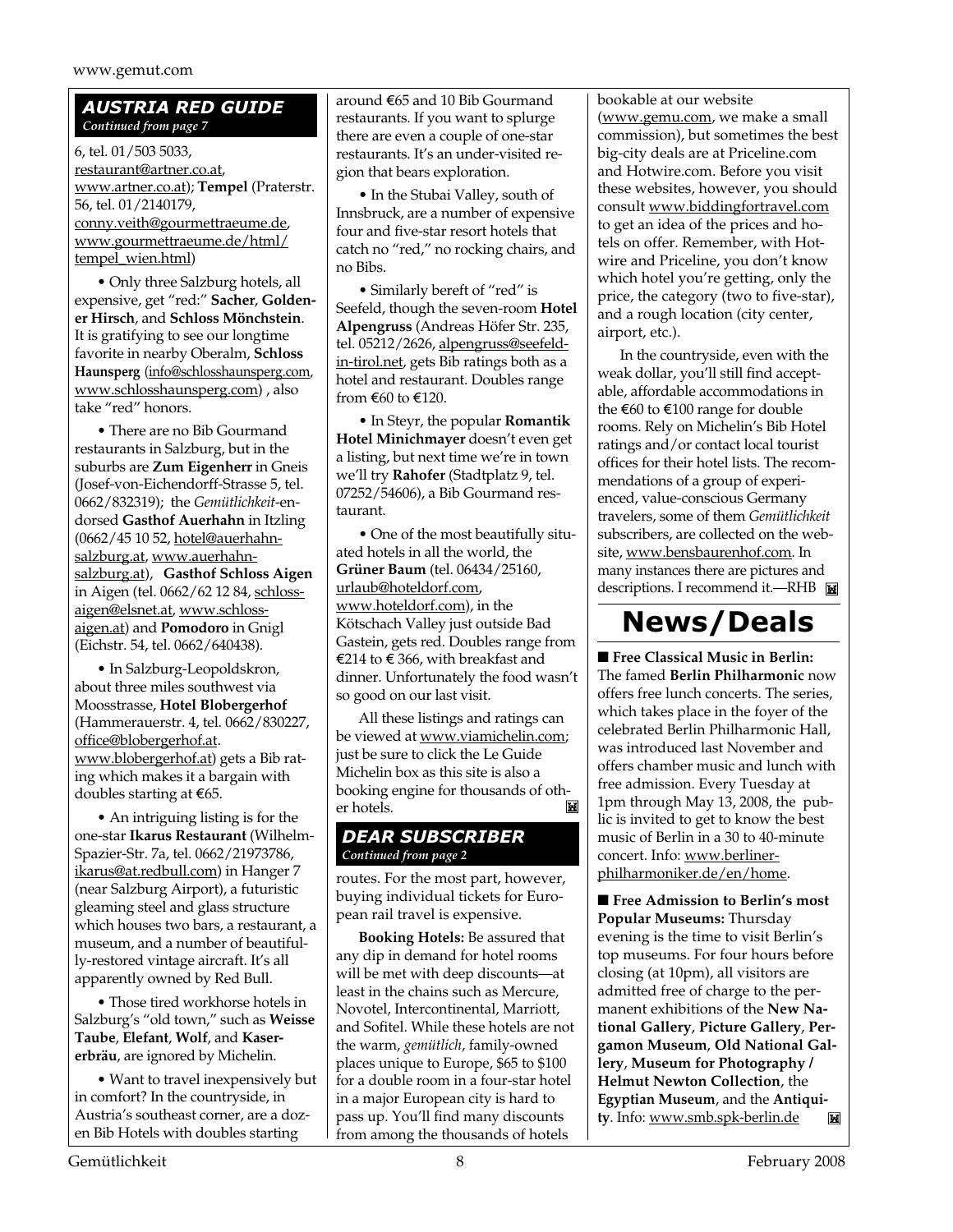### *AUSTRIA RED GUIDE*
*Continued from page 7*

6, tel. 01/503 5033, restaurant@artner.co.at, www.artner.co.at); **Tempel** (Praterstr. 56, tel. 01/2140179, conny.veith@gourmettraeume.de, www.gourmettraeume.de/html/tempel_wien.html)

• Only three Salzburg hotels, all expensive, get "red:" **Sacher**, **Goldener Hirsch**, and **Schloss Mönchstein**. It is gratifying to see our longtime favorite in nearby Oberalm, **Schloss Haunsperg** (info@schlosshaunsperg.com, www.schlosshaunsperg.com) , also take "red" honors.

• There are no Bib Gourmand restaurants in Salzburg, but in the suburbs are **Zum Eigenherr** in Gneis (Josef-von-Eichendorff-Strasse 5, tel. 0662/832319); the *Gemütlichkeit*-endorsed **Gasthof Auerhahn** in Itzling (0662/45 10 52, hotel@auerhahn-salzburg.at, www.auerhahn-salzburg.at), **Gasthof Schloss Aigen** in Aigen (tel. 0662/62 12 84, schloss-aigen@elsnet.at, www.schloss-aigen.at) and **Pomodoro** in Gnigl (Eichstr. 54, tel. 0662/640438).

• In Salzburg-Leopoldskron, about three miles southwest via Moosstrasse, **Hotel Blobergerhof** (Hammerauerstr. 4, tel. 0662/830227, office@blobergerhof.at. www.blobergerhof.at) gets a Bib rating which makes it a bargain with doubles starting at €65.

• An intriguing listing is for the one-star **Ikarus Restaurant** (Wilhelm-Spazier-Str. 7a, tel. 0662/21973786, ikarus@at.redbull.com) in Hanger 7 (near Salzburg Airport), a futuristic gleaming steel and glass structure which houses two bars, a restaurant, a museum, and a number of beautifully-restored vintage aircraft. It's all apparently owned by Red Bull.

• Those tired workhorse hotels in Salzburg's "old town," such as **Weisse Taube**, **Elefant**, **Wolf**, and **Kasererbräu**, are ignored by Michelin.

• Want to travel inexpensively but in comfort? In the countryside, in Austria's southeast corner, are a dozen Bib Hotels with doubles starting around €65 and 10 Bib Gourmand restaurants. If you want to splurge there are even a couple of one-star restaurants. It's an under-visited region that bears exploration.

• In the Stubai Valley, south of Innsbruck, are a number of expensive four and five-star resort hotels that catch no "red," no rocking chairs, and no Bibs.

• Similarly bereft of "red" is Seefeld, though the seven-room **Hotel Alpengruss** (Andreas Höfer Str. 235, tel. 05212/2626, alpengruss@seefeld-in-tirol.net, gets Bib ratings both as a hotel and restaurant. Doubles range from €60 to €120.

• In Steyr, the popular **Romantik Hotel Minichmayer** doesn't even get a listing, but next time we're in town we'll try **Rahofer** (Stadtplatz 9, tel. 07252/54606), a Bib Gourmand restaurant.

• One of the most beautifully situated hotels in all the world, the **Grüner Baum** (tel. 06434/25160, urlaub@hoteldorf.com, www.hoteldorf.com), in the Kötschach Valley just outside Bad Gastein, gets red. Doubles range from €214 to € 366, with breakfast and dinner. Unfortunately the food wasn't so good on our last visit.

All these listings and ratings can be viewed at www.viamichelin.com; just be sure to click the Le Guide Michelin box as this site is also a booking engine for thousands of other hotels.

### *DEAR SUBSCRIBER*
*Continued from page 2*

routes. For the most part, however, buying individual tickets for European rail travel is expensive.

**Booking Hotels:** Be assured that any dip in demand for hotel rooms will be met with deep discounts—at least in the chains such as Mercure, Novotel, Intercontinental, Marriott, and Sofitel. While these hotels are not the warm, *gemütlich*, family-owned places unique to Europe, $65 to $100 for a double room in a four-star hotel in a major European city is hard to pass up. You'll find many discounts from among the thousands of hotels bookable at our website (www.gemu.com, we make a small commission), but sometimes the best big-city deals are at Priceline.com and Hotwire.com. Before you visit these websites, however, you should consult www.biddingfortravel.com to get an idea of the prices and hotels on offer. Remember, with Hotwire and Priceline, you don't know which hotel you're getting, only the price, the category (two to five-star), and a rough location (city center, airport, etc.).

In the countryside, even with the weak dollar, you'll still find acceptable, affordable accommodations in the €60 to €100 range for double rooms. Rely on Michelin's Bib Hotel ratings and/or contact local tourist offices for their hotel lists. The recommendations of a group of experienced, value-conscious Germany travelers, some of them *Gemütlichkeit* subscribers, are collected on the website, www.bensbaurenhof.com. In many instances there are pictures and descriptions. I recommend it.—RHB

# News/Deals

■ **Free Classical Music in Berlin:** The famed **Berlin Philharmonic** now offers free lunch concerts. The series, which takes place in the foyer of the celebrated Berlin Philharmonic Hall, was introduced last November and offers chamber music and lunch with free admission. Every Tuesday at 1pm through May 13, 2008, the public is invited to get to know the best music of Berlin in a 30 to 40-minute concert. Info: www.berliner-philharmoniker.de/en/home.

■ **Free Admission to Berlin's most Popular Museums:** Thursday evening is the time to visit Berlin's top museums. For four hours before closing (at 10pm), all visitors are admitted free of charge to the permanent exhibitions of the **New National Gallery**, **Picture Gallery**, **Pergamon Museum**, **Old National Gallery**, **Museum for Photography / Helmut Newton Collection**, the **Egyptian Museum**, and the **Antiquity**. Info: www.smb.spk-berlin.de